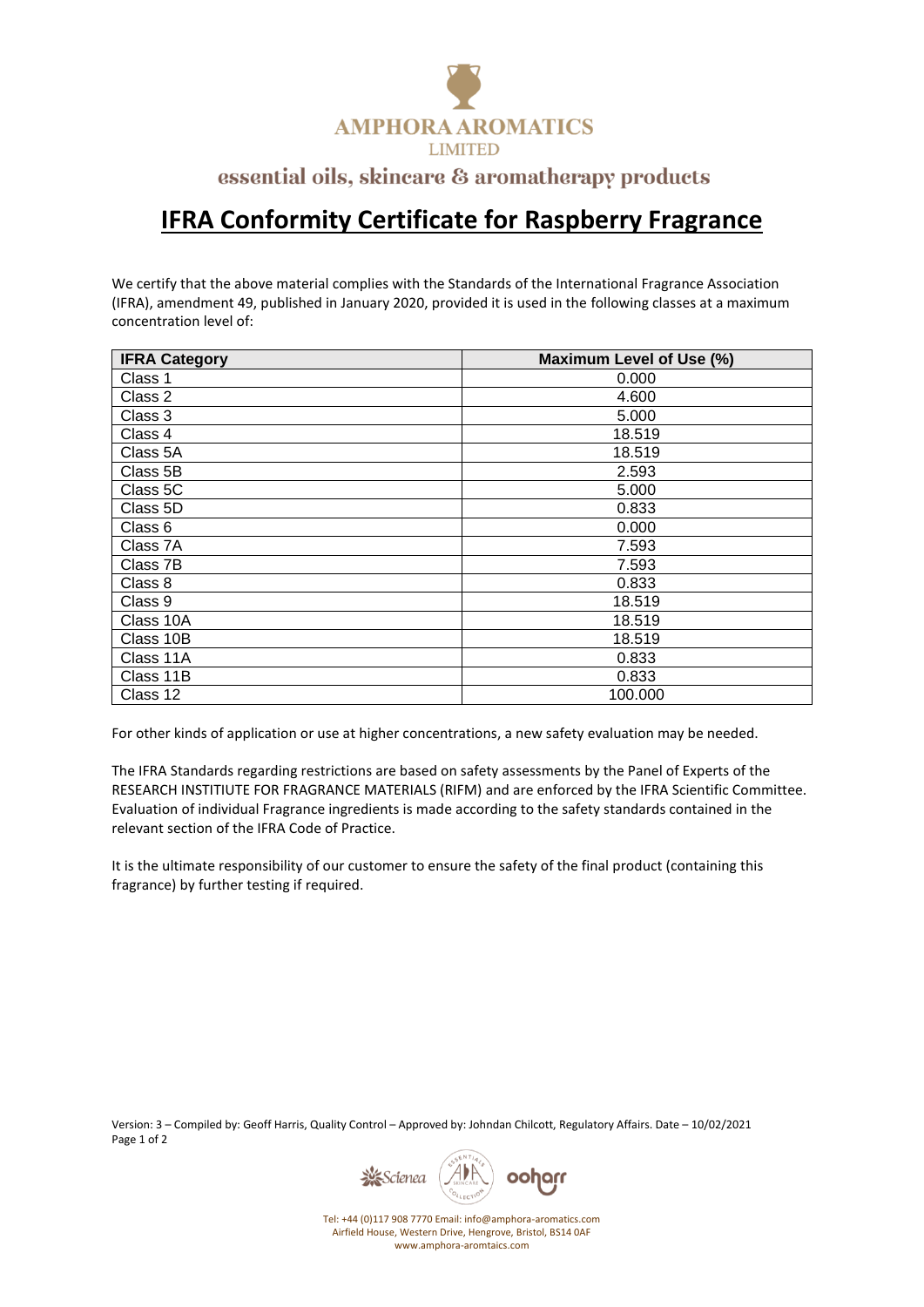AMPHORA AROMATICS
LIMITED

essential oils, skincare & aromatherapy products

# IFRA Conformity Certificate for Raspberry Fragrance

We certify that the above material complies with the Standards of the International Fragrance Association (IFRA), amendment 49, published in January 2020, provided it is used in the following classes at a maximum concentration level of:

| IFRA Category | Maximum Level of Use (%) |
|---|---|
| Class 1 | 0.000 |
| Class 2 | 4.600 |
| Class 3 | 5.000 |
| Class 4 | 18.519 |
| Class 5A | 18.519 |
| Class 5B | 2.593 |
| Class 5C | 5.000 |
| Class 5D | 0.833 |
| Class 6 | 0.000 |
| Class 7A | 7.593 |
| Class 7B | 7.593 |
| Class 8 | 0.833 |
| Class 9 | 18.519 |
| Class 10A | 18.519 |
| Class 10B | 18.519 |
| Class 11A | 0.833 |
| Class 11B | 0.833 |
| Class 12 | 100.000 |

For other kinds of application or use at higher concentrations, a new safety evaluation may be needed.

The IFRA Standards regarding restrictions are based on safety assessments by the Panel of Experts of the RESEARCH INSTITUTE FOR FRAGRANCE MATERIALS (RIFM) and are enforced by the IFRA Scientific Committee. Evaluation of individual Fragrance ingredients is made according to the safety standards contained in the relevant section of the IFRA Code of Practice.

It is the ultimate responsibility of our customer to ensure the safety of the final product (containing this fragrance) by further testing if required.

Version: 3 – Compiled by: Geoff Harris, Quality Control – Approved by: Johndan Chilcott, Regulatory Affairs. Date – 10/02/2021

Tel: +44 (0)117 908 7770 Email: info@amphora-aromatics.com
Airfield House, Western Drive, Hengrove, Bristol, BS14 0AF
www.amphora-aromtaics.com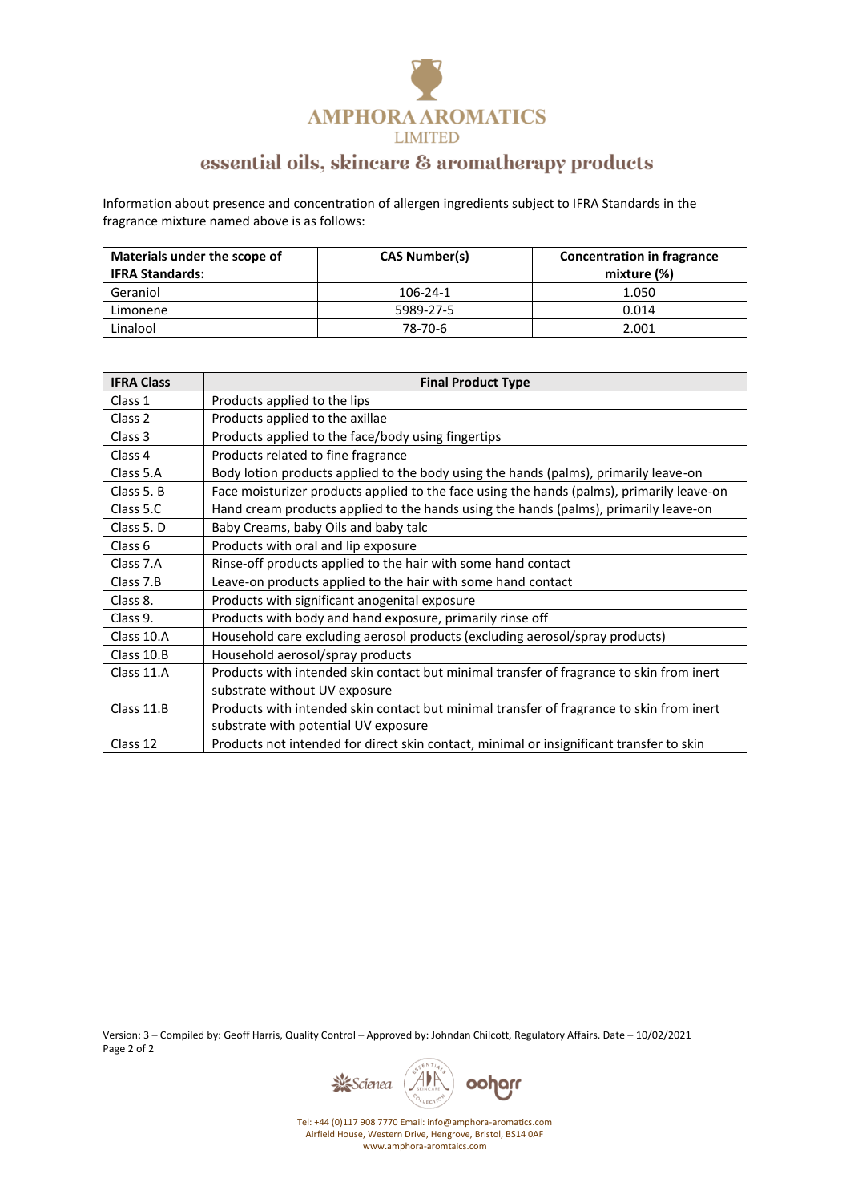Information about presence and concentration of allergen ingredients subject to IFRA Standards in the fragrance mixture named above is as follows:

| Materials under the scope of IFRA Standards: | CAS Number(s) | Concentration in fragrance mixture (%) |
|---|---|---|
| Geraniol | 106-24-1 | 1.050 |
| Limonene | 5989-27-5 | 0.014 |
| Linalool | 78-70-6 | 2.001 |

| IFRA Class | Final Product Type |
|---|---|
| Class 1 | Products applied to the lips |
| Class 2 | Products applied to the axillae |
| Class 3 | Products applied to the face/body using fingertips |
| Class 4 | Products related to fine fragrance |
| Class 5.A | Body lotion products applied to the body using the hands (palms), primarily leave-on |
| Class 5. B | Face moisturizer products applied to the face using the hands (palms), primarily leave-on |
| Class 5.C | Hand cream products applied to the hands using the hands (palms), primarily leave-on |
| Class 5. D | Baby Creams, baby Oils and baby talc |
| Class 6 | Products with oral and lip exposure |
| Class 7.A | Rinse-off products applied to the hair with some hand contact |
| Class 7.B | Leave-on products applied to the hair with some hand contact |
| Class 8. | Products with significant anogenital exposure |
| Class 9. | Products with body and hand exposure, primarily rinse off |
| Class 10.A | Household care excluding aerosol products (excluding aerosol/spray products) |
| Class 10.B | Household aerosol/spray products |
| Class 11.A | Products with intended skin contact but minimal transfer of fragrance to skin from inert substrate without UV exposure |
| Class 11.B | Products with intended skin contact but minimal transfer of fragrance to skin from inert substrate with potential UV exposure |
| Class 12 | Products not intended for direct skin contact, minimal or insignificant transfer to skin |

Version: 3 – Compiled by: Geoff Harris, Quality Control – Approved by: Johndan Chilcott, Regulatory Affairs. Date – 10/02/2021